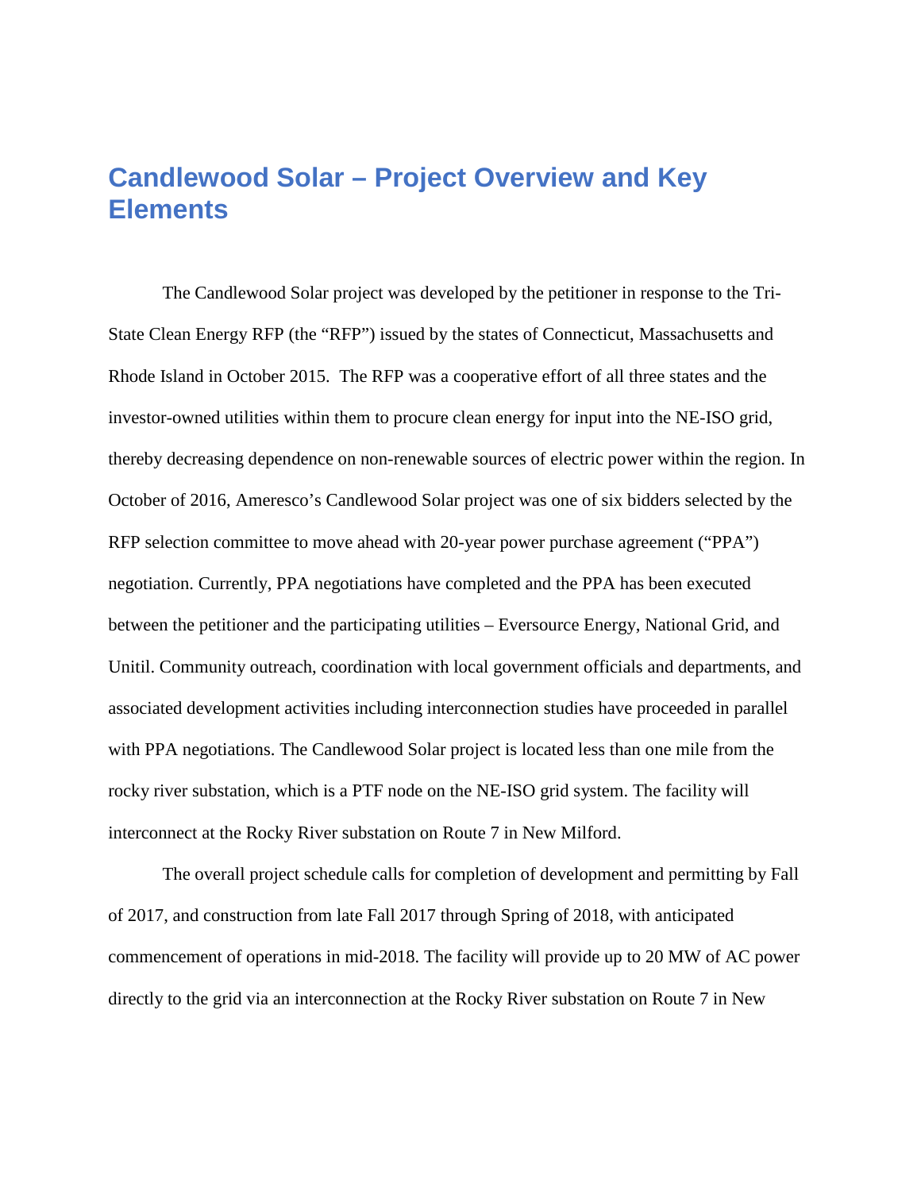# Candlewood Solar – Project Overview and Key Elements

The Candlewood Solar project was developed by the petitioner in response to the Tri-State Clean Energy RFP (the "RFP") issued by the states of Connecticut, Massachusetts and Rhode Island in October 2015. The RFP was a cooperative effort of all three states and the investor-owned utilities within them to procure clean energy for input into the NE-ISO grid, thereby decreasing dependence on non-renewable sources of electric power within the region. In October of 2016, Ameresco's Candlewood Solar project was one of six bidders selected by the RFP selection committee to move ahead with 20-year power purchase agreement ("PPA") negotiation. Currently, PPA negotiations have completed and the PPA has been executed between the petitioner and the participating utilities – Eversource Energy, National Grid, and Unitil. Community outreach, coordination with local government officials and departments, and associated development activities including interconnection studies have proceeded in parallel with PPA negotiations. The Candlewood Solar project is located less than one mile from the rocky river substation, which is a PTF node on the NE-ISO grid system. The facility will interconnect at the Rocky River substation on Route 7 in New Milford.

The overall project schedule calls for completion of development and permitting by Fall of 2017, and construction from late Fall 2017 through Spring of 2018, with anticipated commencement of operations in mid-2018. The facility will provide up to 20 MW of AC power directly to the grid via an interconnection at the Rocky River substation on Route 7 in New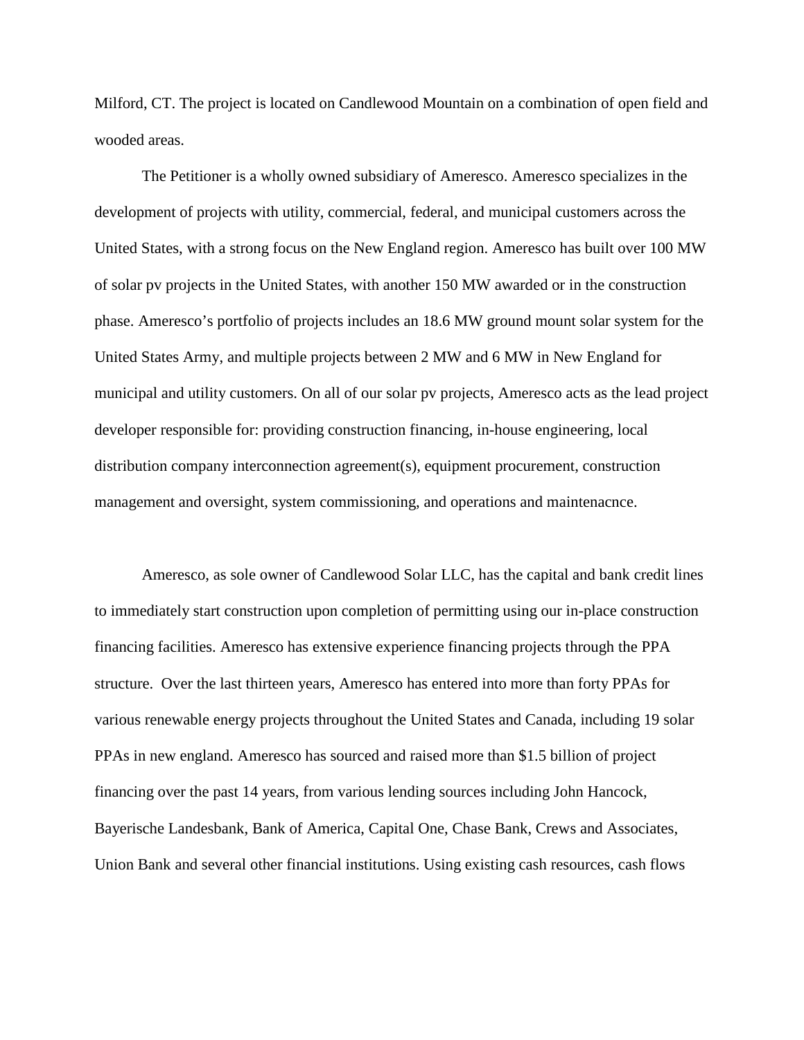Milford, CT. The project is located on Candlewood Mountain on a combination of open field and wooded areas.

The Petitioner is a wholly owned subsidiary of Ameresco. Ameresco specializes in the development of projects with utility, commercial, federal, and municipal customers across the United States, with a strong focus on the New England region. Ameresco has built over 100 MW of solar pv projects in the United States, with another 150 MW awarded or in the construction phase. Ameresco's portfolio of projects includes an 18.6 MW ground mount solar system for the United States Army, and multiple projects between 2 MW and 6 MW in New England for municipal and utility customers. On all of our solar pv projects, Ameresco acts as the lead project developer responsible for: providing construction financing, in-house engineering, local distribution company interconnection agreement(s), equipment procurement, construction management and oversight, system commissioning, and operations and maintenacnce.

Ameresco, as sole owner of Candlewood Solar LLC, has the capital and bank credit lines to immediately start construction upon completion of permitting using our in-place construction financing facilities. Ameresco has extensive experience financing projects through the PPA structure. Over the last thirteen years, Ameresco has entered into more than forty PPAs for various renewable energy projects throughout the United States and Canada, including 19 solar PPAs in new england. Ameresco has sourced and raised more than $1.5 billion of project financing over the past 14 years, from various lending sources including John Hancock, Bayerische Landesbank, Bank of America, Capital One, Chase Bank, Crews and Associates, Union Bank and several other financial institutions. Using existing cash resources, cash flows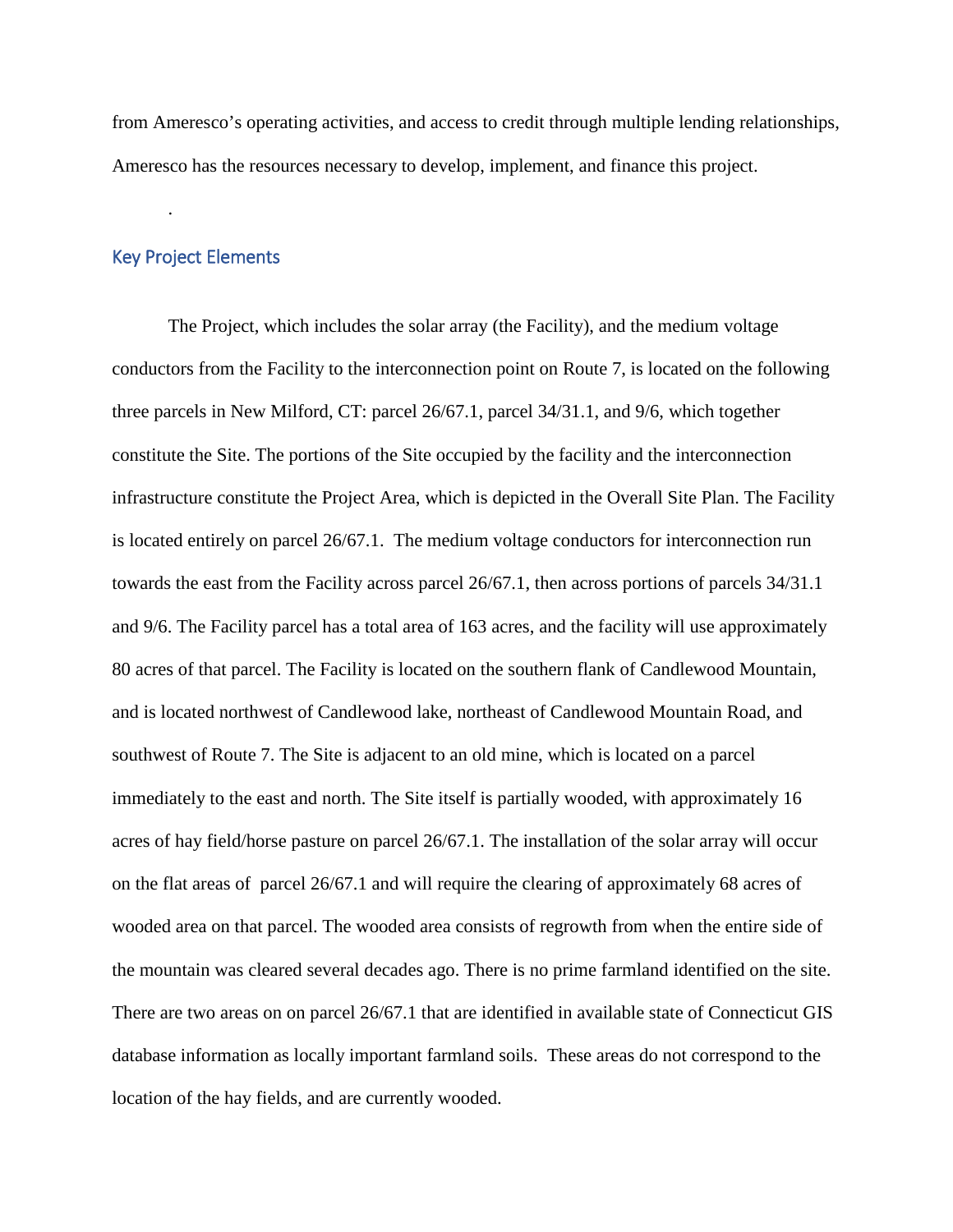from Ameresco's operating activities, and access to credit through multiple lending relationships, Ameresco has the resources necessary to develop, implement, and finance this project.

.

## Key Project Elements

The Project, which includes the solar array (the Facility), and the medium voltage conductors from the Facility to the interconnection point on Route 7, is located on the following three parcels in New Milford, CT: parcel 26/67.1, parcel 34/31.1, and 9/6, which together constitute the Site. The portions of the Site occupied by the facility and the interconnection infrastructure constitute the Project Area, which is depicted in the Overall Site Plan. The Facility is located entirely on parcel 26/67.1. The medium voltage conductors for interconnection run towards the east from the Facility across parcel 26/67.1, then across portions of parcels 34/31.1 and 9/6. The Facility parcel has a total area of 163 acres, and the facility will use approximately 80 acres of that parcel. The Facility is located on the southern flank of Candlewood Mountain, and is located northwest of Candlewood lake, northeast of Candlewood Mountain Road, and southwest of Route 7. The Site is adjacent to an old mine, which is located on a parcel immediately to the east and north. The Site itself is partially wooded, with approximately 16 acres of hay field/horse pasture on parcel 26/67.1. The installation of the solar array will occur on the flat areas of parcel 26/67.1 and will require the clearing of approximately 68 acres of wooded area on that parcel. The wooded area consists of regrowth from when the entire side of the mountain was cleared several decades ago. There is no prime farmland identified on the site. There are two areas on on parcel 26/67.1 that are identified in available state of Connecticut GIS database information as locally important farmland soils. These areas do not correspond to the location of the hay fields, and are currently wooded.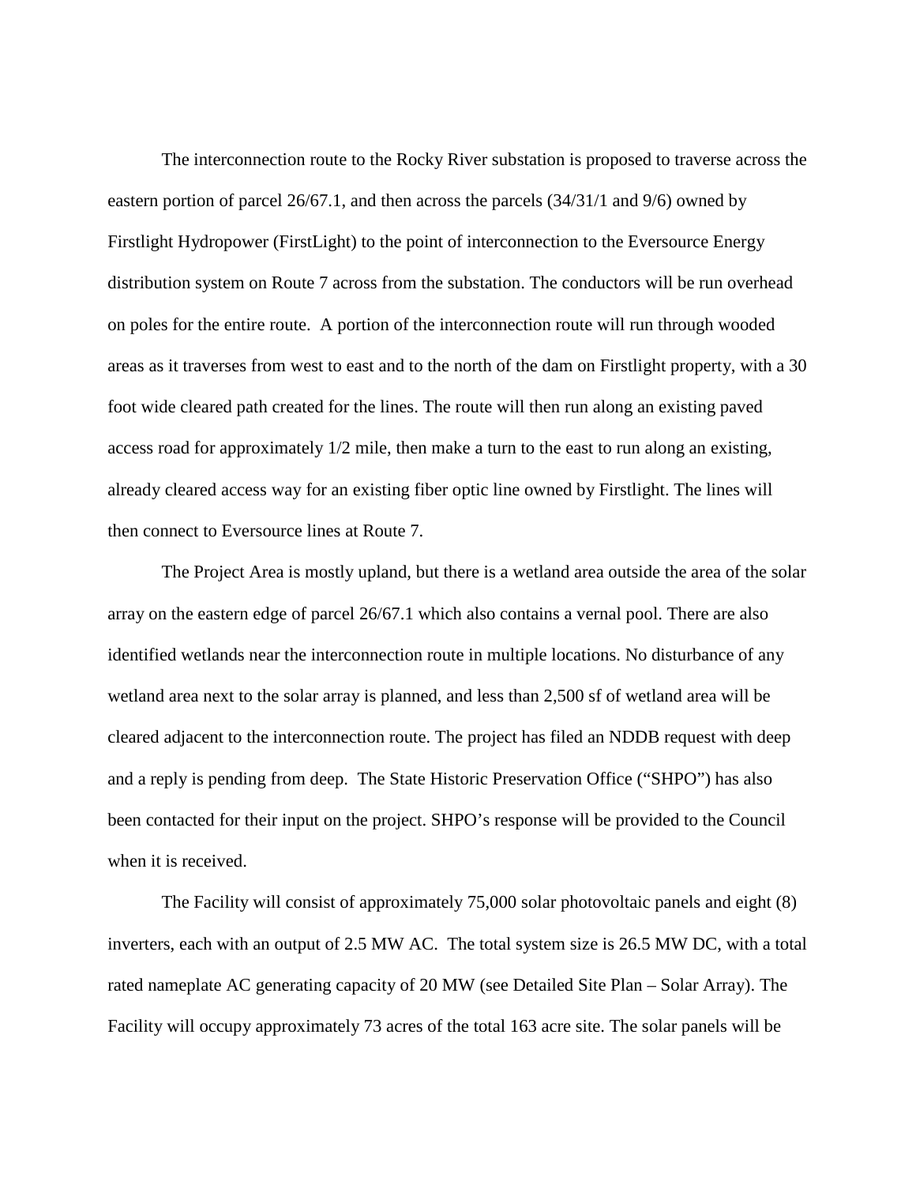The interconnection route to the Rocky River substation is proposed to traverse across the eastern portion of parcel 26/67.1, and then across the parcels (34/31/1 and 9/6) owned by Firstlight Hydropower (FirstLight) to the point of interconnection to the Eversource Energy distribution system on Route 7 across from the substation. The conductors will be run overhead on poles for the entire route. A portion of the interconnection route will run through wooded areas as it traverses from west to east and to the north of the dam on Firstlight property, with a 30 foot wide cleared path created for the lines. The route will then run along an existing paved access road for approximately 1/2 mile, then make a turn to the east to run along an existing, already cleared access way for an existing fiber optic line owned by Firstlight. The lines will then connect to Eversource lines at Route 7.

The Project Area is mostly upland, but there is a wetland area outside the area of the solar array on the eastern edge of parcel 26/67.1 which also contains a vernal pool. There are also identified wetlands near the interconnection route in multiple locations. No disturbance of any wetland area next to the solar array is planned, and less than 2,500 sf of wetland area will be cleared adjacent to the interconnection route. The project has filed an NDDB request with deep and a reply is pending from deep. The State Historic Preservation Office ("SHPO") has also been contacted for their input on the project. SHPO's response will be provided to the Council when it is received.

The Facility will consist of approximately 75,000 solar photovoltaic panels and eight (8) inverters, each with an output of 2.5 MW AC. The total system size is 26.5 MW DC, with a total rated nameplate AC generating capacity of 20 MW (see Detailed Site Plan – Solar Array). The Facility will occupy approximately 73 acres of the total 163 acre site. The solar panels will be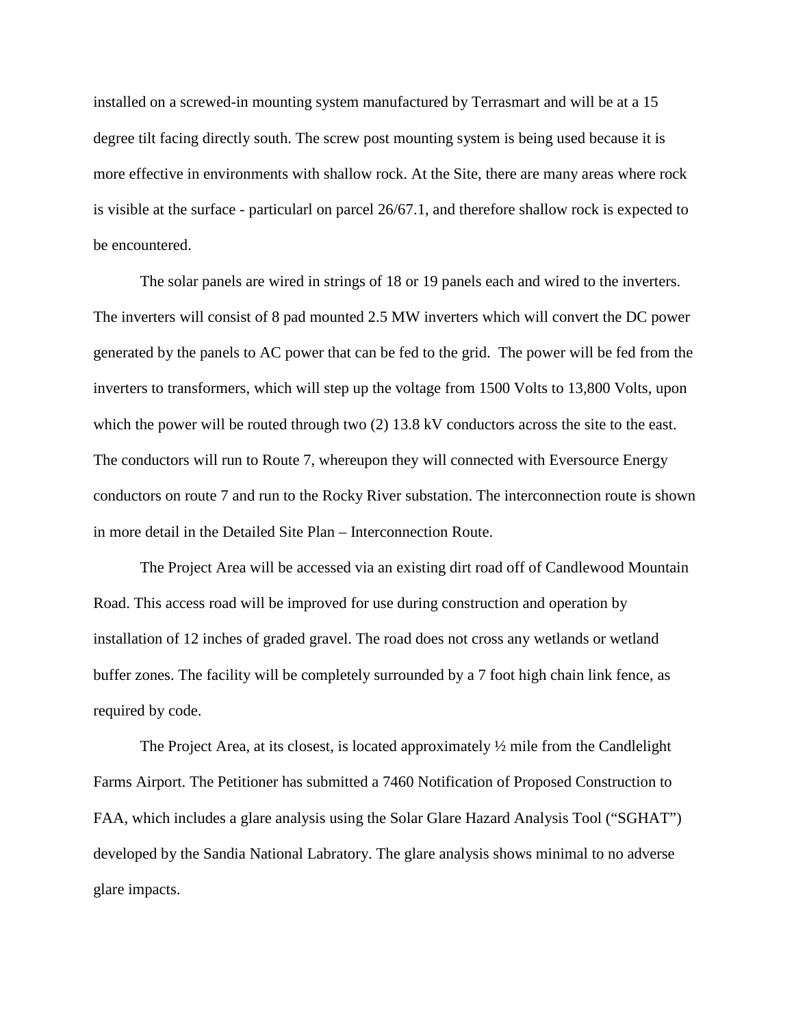installed on a screwed-in mounting system manufactured by Terrasmart and will be at a 15 degree tilt facing directly south. The screw post mounting system is being used because it is more effective in environments with shallow rock. At the Site, there are many areas where rock is visible at the surface - particularl on parcel 26/67.1, and therefore shallow rock is expected to be encountered.

The solar panels are wired in strings of 18 or 19 panels each and wired to the inverters. The inverters will consist of 8 pad mounted 2.5 MW inverters which will convert the DC power generated by the panels to AC power that can be fed to the grid. The power will be fed from the inverters to transformers, which will step up the voltage from 1500 Volts to 13,800 Volts, upon which the power will be routed through two (2) 13.8 kV conductors across the site to the east. The conductors will run to Route 7, whereupon they will connected with Eversource Energy conductors on route 7 and run to the Rocky River substation. The interconnection route is shown in more detail in the Detailed Site Plan – Interconnection Route.

The Project Area will be accessed via an existing dirt road off of Candlewood Mountain Road. This access road will be improved for use during construction and operation by installation of 12 inches of graded gravel. The road does not cross any wetlands or wetland buffer zones. The facility will be completely surrounded by a 7 foot high chain link fence, as required by code.

The Project Area, at its closest, is located approximately ½ mile from the Candlelight Farms Airport. The Petitioner has submitted a 7460 Notification of Proposed Construction to FAA, which includes a glare analysis using the Solar Glare Hazard Analysis Tool ("SGHAT") developed by the Sandia National Labratory. The glare analysis shows minimal to no adverse glare impacts.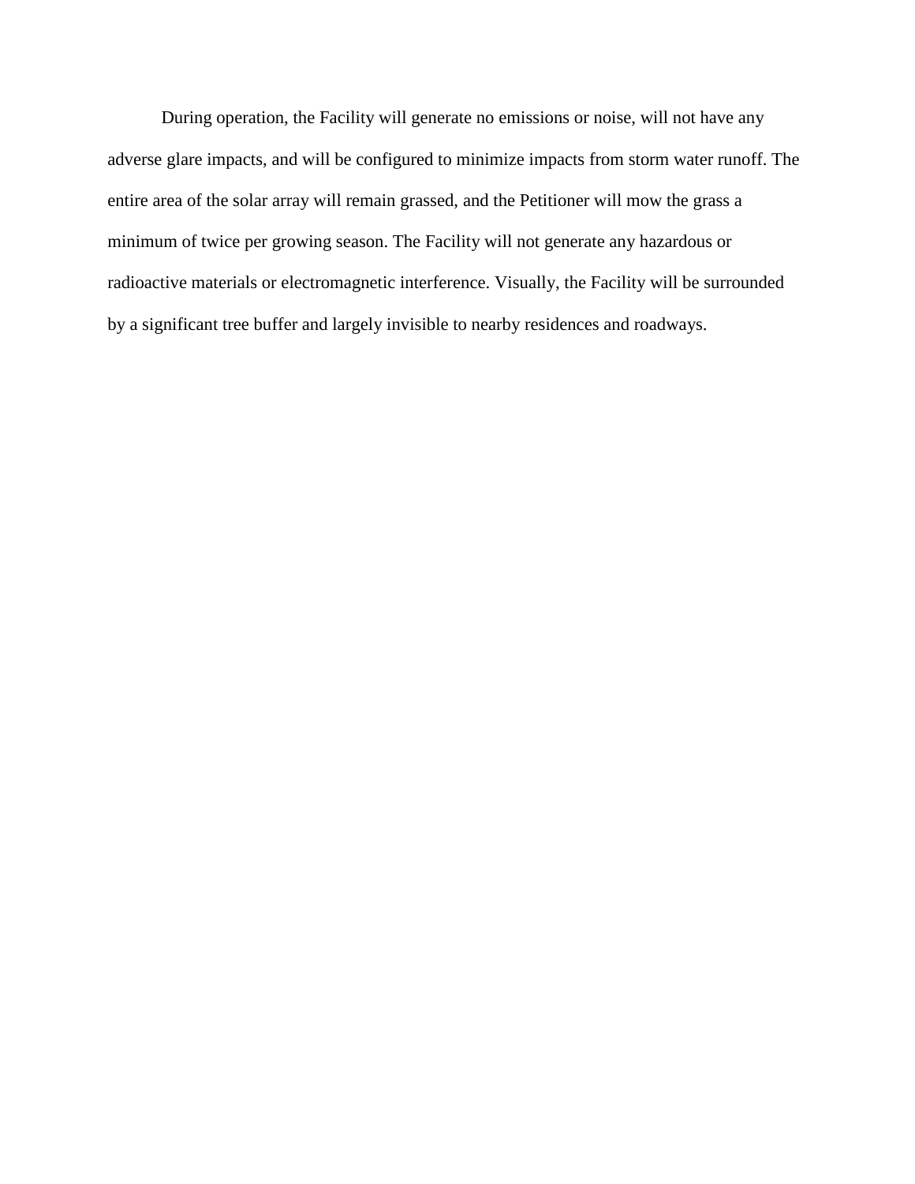During operation, the Facility will generate no emissions or noise, will not have any adverse glare impacts, and will be configured to minimize impacts from storm water runoff. The entire area of the solar array will remain grassed, and the Petitioner will mow the grass a minimum of twice per growing season. The Facility will not generate any hazardous or radioactive materials or electromagnetic interference. Visually, the Facility will be surrounded by a significant tree buffer and largely invisible to nearby residences and roadways.